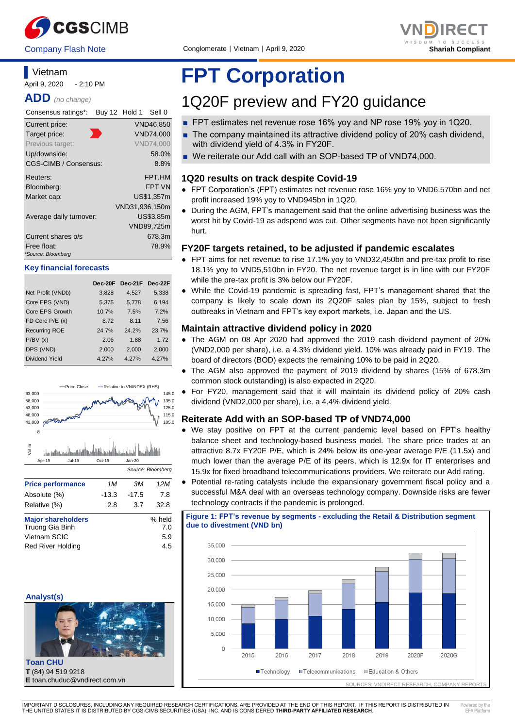Company Flash Note

Conglomerate | Vietnam | April 9, 2020

Shariah Compliant

# FPT Corporation

## 1Q20F preview and FY20 guidance

- FPT estimates net revenue rose 16% yoy and NP rose 19% yoy in 1Q20.
- The company maintained its attractive dividend policy of 20% cash dividend, with dividend yield of 4.3% in FY20F.
- We reiterate our Add call with an SOP-based TP of VND74,000.

**Vietnam**

April 9, 2020 - 2:10 PM

**ADD** *(no change)*

| Consensus ratings*: | Buy 12 Hold 1 Sell 0 |
|---|---|
| Current price: | VND46,850 |
| Target price: | VND74,000 |
| Previous target: | VND74,000 |
| Up/downside: | 58.0% |
| CGS-CIMB / Consensus: | 8.8% |
| Reuters: | FPT.HM |
| Bloomberg: | FPT VN |
| Market cap: | US$1,357m |
| | VND31,936,150m |
| Average daily turnover: | US$3.85m |
| | VND89,725m |
| Current shares o/s | 678.3m |
| Free float: | 78.9% |

*Source: Bloomberg

**Key financial forecasts**

| | Dec-20F | Dec-21F | Dec-22F |
|---|---|---|---|
| Net Profit (VNDb) | 3,828 | 4,527 | 5,338 |
| Core EPS (VND) | 5,375 | 5,778 | 6,194 |
| Core EPS Growth | 10.7% | 7.5% | 7.2% |
| FD Core P/E (x) | 8.72 | 8.11 | 7.56 |
| Recurring ROE | 24.7% | 24.2% | 23.7% |
| P/BV (x) | 2.06 | 1.88 | 1.72 |
| DPS (VND) | 2,000 | 2,000 | 2,000 |
| Dividend Yield | 4.27% | 4.27% | 4.27% |

Source: Bloomberg

| Price performance | 1M | 3M | 12M |
|---|---|---|---|
| Absolute (%) | -13.3 | -17.5 | 7.8 |
| Relative (%) | 2.8 | 3.7 | 32.8 |

| Major shareholders | % held |
|---|---|
| Truong Gia Binh | 7.0 |
| Vietnam SCIC | 5.9 |
| Red River Holding | 4.5 |

**Analyst(s)**

**Toan CHU**
**T** (84) 94 519 9218
**E** toan.chuduc@vndirect.com.vn

### 1Q20 results on track despite Covid-19

- FPT Corporation's (FPT) estimates net revenue rose 16% yoy to VND6,570bn and net profit increased 19% yoy to VND945bn in 1Q20.
- During the AGM, FPT's management said that the online advertising business was the worst hit by Covid-19 as adspend was cut. Other segments have not been significantly hurt.

### FY20F targets retained, to be adjusted if pandemic escalates

- FPT aims for net revenue to rise 17.1% yoy to VND32,450bn and pre-tax profit to rise 18.1% yoy to VND5,510bn in FY20. The net revenue target is in line with our FY20F while the pre-tax profit is 3% below our FY20F.
- While the Covid-19 pandemic is spreading fast, FPT's management shared that the company is likely to scale down its 2Q20F sales plan by 15%, subject to fresh outbreaks in Vietnam and FPT's key export markets, i.e. Japan and the US.

### Maintain attractive dividend policy in 2020

- The AGM on 08 Apr 2020 had approved the 2019 cash dividend payment of 20% (VND2,000 per share), i.e. a 4.3% dividend yield. 10% was already paid in FY19. The board of directors (BOD) expects the remaining 10% to be paid in 2Q20.
- The AGM also approved the payment of 2019 dividend by shares (15% of 678.3m common stock outstanding) is also expected in 2Q20.
- For FY20, management said that it will maintain its dividend policy of 20% cash dividend (VND2,000 per share), i.e. a 4.4% dividend yield.

### Reiterate Add with an SOP-based TP of VND74,000

- We stay positive on FPT at the current pandemic level based on FPT's healthy balance sheet and technology-based business model. The share price trades at an attractive 8.7x FY20F P/E, which is 24% below its one-year average P/E (11.5x) and much lower than the average P/E of its peers, which is 12.9x for IT enterprises and 15.9x for fixed broadband telecommunications providers. We reiterate our Add rating.
- Potential re-rating catalysts include the expansionary government fiscal policy and a successful M&A deal with an overseas technology company. Downside risks are fewer technology contracts if the pandemic is prolonged.

**Figure 1: FPT's revenue by segments - excluding the Retail & Distribution segment due to divestment (VND bn)**

SOURCES: VNDIRECT RESEARCH, COMPANY REPORTS

IMPORTANT DISCLOSURES, INCLUDING ANY REQUIRED RESEARCH CERTIFICATIONS, ARE PROVIDED AT THE END OF THIS REPORT. IF THIS REPORT IS DISTRIBUTED IN THE UNITED STATES IT IS DISTRIBUTED BY CGS-CIMB SECURITIES (USA), INC. AND IS CONSIDERED **THIRD-PARTY AFFILIATED RESEARCH**.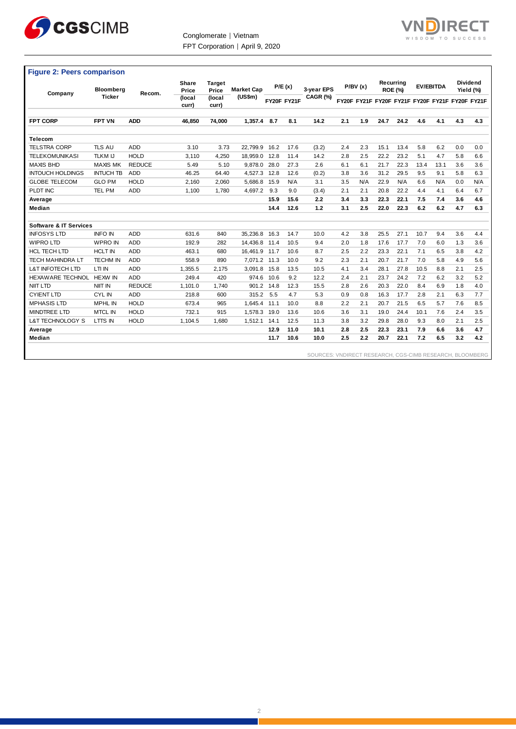**Figure 2: Peers comparison**

| Company | Bloomberg Ticker | Recom. | Share Price (local curr) | Target Price (local curr) | Market Cap (US$m) | P/E (x) | | 3-year EPS CAGR (%) | P/BV (x) | | Recurring ROE (%) | | EV/EBITDA | | Dividend Yield (%) | |
|---|---|---|---|---|---|---|---|---|---|---|---|---|---|---|---|---|
| | | | | | | FY20F | FY21F | | FY20F | FY21F | FY20F | FY21F | FY20F | FY21F | FY20F | FY21F |
| **FPT CORP** | **FPT VN** | **ADD** | **46,850** | **74,000** | **1,357.4** | **8.7** | **8.1** | **14.2** | **2.1** | **1.9** | **24.7** | **24.2** | **4.6** | **4.1** | **4.3** | **4.3** |
| **Telecom** | | | | | | | | | | | | | | | | |
| TELSTRA CORP | TLS AU | ADD | 3.10 | 3.73 | 22,799.9 | 16.2 | 17.6 | (3.2) | 2.4 | 2.3 | 15.1 | 13.4 | 5.8 | 6.2 | 0.0 | 0.0 |
| TELEKOMUNIKASI | TLKM IJ | HOLD | 3,110 | 4,250 | 18,959.0 | 12.8 | 11.4 | 14.2 | 2.8 | 2.5 | 22.2 | 23.2 | 5.1 | 4.7 | 5.8 | 6.6 |
| MAXIS BHD | MAXIS MK | REDUCE | 5.49 | 5.10 | 9,878.0 | 28.0 | 27.3 | 2.6 | 6.1 | 6.1 | 21.7 | 22.3 | 13.4 | 13.1 | 3.6 | 3.6 |
| INTOUCH HOLDINGS | INTUCH TB | ADD | 46.25 | 64.40 | 4,527.3 | 12.8 | 12.6 | (0.2) | 3.8 | 3.6 | 31.2 | 29.5 | 9.5 | 9.1 | 5.8 | 6.3 |
| GLOBE TELECOM | GLO PM | HOLD | 2,160 | 2,060 | 5,686.8 | 15.9 | N/A | 3.1 | 3.5 | N/A | 22.9 | N/A | 6.6 | N/A | 0.0 | N/A |
| PLDT INC | TEL PM | ADD | 1,100 | 1,780 | 4,697.2 | 9.3 | 9.0 | (3.4) | 2.1 | 2.1 | 20.8 | 22.2 | 4.4 | 4.1 | 6.4 | 6.7 |
| **Average** | | | | | | **15.9** | **15.6** | **2.2** | **3.4** | **3.3** | **22.3** | **22.1** | **7.5** | **7.4** | **3.6** | **4.6** |
| **Median** | | | | | | **14.4** | **12.6** | **1.2** | **3.1** | **2.5** | **22.0** | **22.3** | **6.2** | **6.2** | **4.7** | **6.3** |
| **Software & IT Services** | | | | | | | | | | | | | | | | |
| INFOSYS LTD | INFO IN | ADD | 631.6 | 840 | 35,236.8 | 16.3 | 14.7 | 10.0 | 4.2 | 3.8 | 25.5 | 27.1 | 10.7 | 9.4 | 3.6 | 4.4 |
| WIPRO LTD | WPRO IN | ADD | 192.9 | 282 | 14,436.8 | 11.4 | 10.5 | 9.4 | 2.0 | 1.8 | 17.6 | 17.7 | 7.0 | 6.0 | 1.3 | 3.6 |
| HCL TECH LTD | HCLT IN | ADD | 463.1 | 680 | 16,461.9 | 11.7 | 10.6 | 8.7 | 2.5 | 2.2 | 23.3 | 22.1 | 7.1 | 6.5 | 3.8 | 4.2 |
| TECH MAHINDRA LT | TECHM IN | ADD | 558.9 | 890 | 7,071.2 | 11.3 | 10.0 | 9.2 | 2.3 | 2.1 | 20.7 | 21.7 | 7.0 | 5.8 | 4.9 | 5.6 |
| L&T INFOTECH LTD | LTI IN | ADD | 1,355.5 | 2,175 | 3,091.8 | 15.8 | 13.5 | 10.5 | 4.1 | 3.4 | 28.1 | 27.8 | 10.5 | 8.8 | 2.1 | 2.5 |
| HEXAWARE TECHNOL | HEXW IN | ADD | 249.4 | 420 | 974.6 | 10.6 | 9.2 | 12.2 | 2.4 | 2.1 | 23.7 | 24.2 | 7.2 | 6.2 | 3.2 | 5.2 |
| NIIT LTD | NIIT IN | REDUCE | 1,101.0 | 1,740 | 901.2 | 14.8 | 12.3 | 15.5 | 2.8 | 2.6 | 20.3 | 22.0 | 8.4 | 6.9 | 1.8 | 4.0 |
| CYIENT LTD | CYL IN | ADD | 218.8 | 600 | 315.2 | 5.5 | 4.7 | 5.3 | 0.9 | 0.8 | 16.3 | 17.7 | 2.8 | 2.1 | 6.3 | 7.7 |
| MPHASIS LTD | MPHL IN | HOLD | 673.4 | 965 | 1,645.4 | 11.1 | 10.0 | 8.8 | 2.2 | 2.1 | 20.7 | 21.5 | 6.5 | 5.7 | 7.6 | 8.5 |
| MINDTREE LTD | MTCL IN | HOLD | 732.1 | 915 | 1,578.3 | 19.0 | 13.6 | 10.6 | 3.6 | 3.1 | 19.0 | 24.4 | 10.1 | 7.6 | 2.4 | 3.5 |
| L&T TECHNOLOGY S | LTTS IN | HOLD | 1,104.5 | 1,680 | 1,512.1 | 14.1 | 12.5 | 11.3 | 3.8 | 3.2 | 29.8 | 28.0 | 9.3 | 8.0 | 2.1 | 2.5 |
| **Average** | | | | | | **12.9** | **11.0** | **10.1** | **2.8** | **2.5** | **22.3** | **23.1** | **7.9** | **6.6** | **3.6** | **4.7** |
| **Median** | | | | | | **11.7** | **10.6** | **10.0** | **2.5** | **2.2** | **20.7** | **22.1** | **7.2** | **6.5** | **3.2** | **4.2** |

SOURCES: VNDIRECT RESEARCH, CGS-CIMB RESEARCH, BLOOMBERG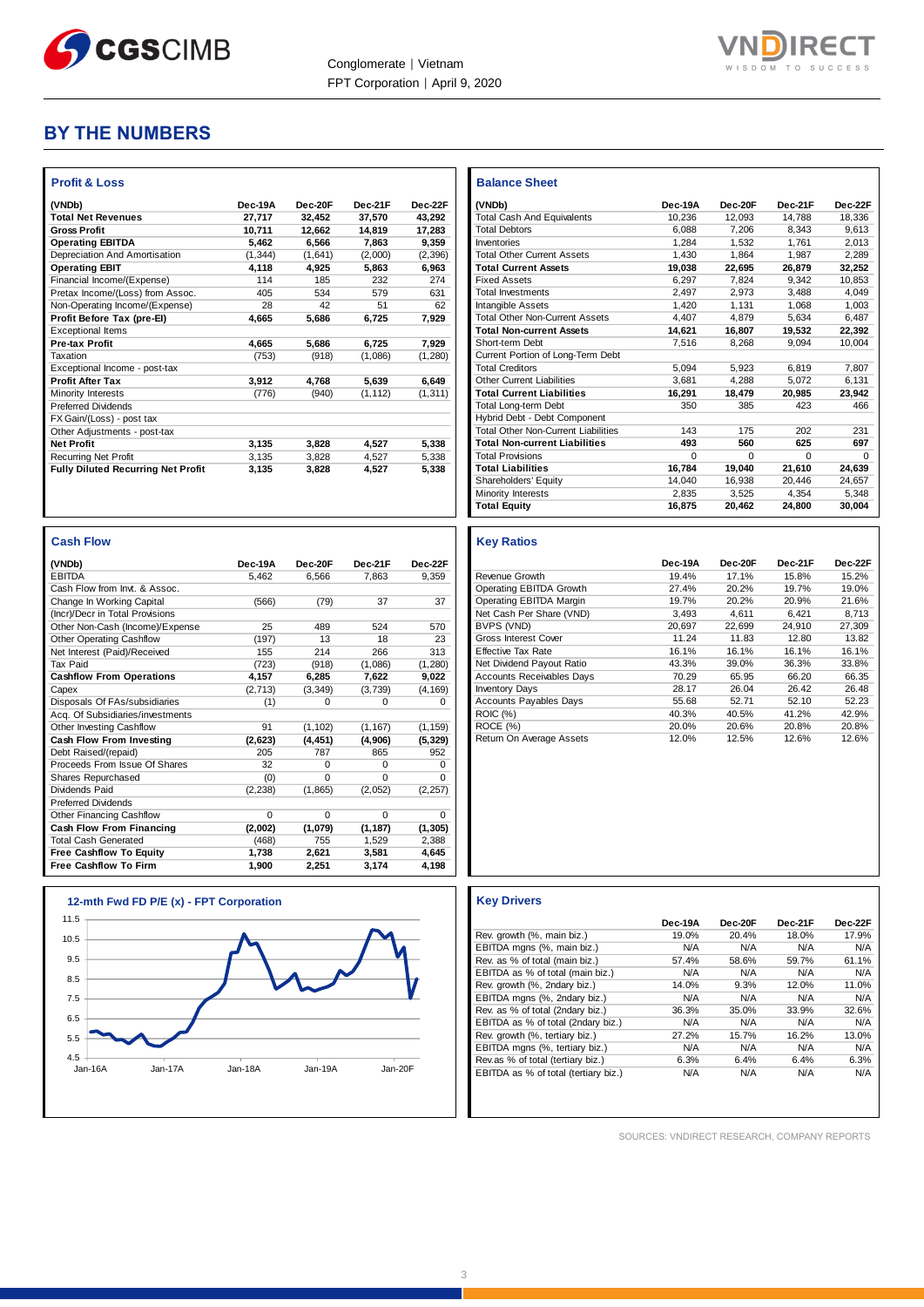# BY THE NUMBERS

### Profit & Loss

| (VNDb) | Dec-19A | Dec-20F | Dec-21F | Dec-22F |
|---|---|---|---|---|
| **Total Net Revenues** | **27,717** | **32,452** | **37,570** | **43,292** |
| **Gross Profit** | **10,711** | **12,662** | **14,819** | **17,283** |
| **Operating EBITDA** | **5,462** | **6,566** | **7,863** | **9,359** |
| Depreciation And Amortisation | (1,344) | (1,641) | (2,000) | (2,396) |
| **Operating EBIT** | **4,118** | **4,925** | **5,863** | **6,963** |
| Financial Income/(Expense) | 114 | 185 | 232 | 274 |
| Pretax Income/(Loss) from Assoc. | 405 | 534 | 579 | 631 |
| Non-Operating Income/(Expense) | 28 | 42 | 51 | 62 |
| **Profit Before Tax (pre-EI)** | **4,665** | **5,686** | **6,725** | **7,929** |
| Exceptional Items | | | | |
| **Pre-tax Profit** | **4,665** | **5,686** | **6,725** | **7,929** |
| Taxation | (753) | (918) | (1,086) | (1,280) |
| Exceptional Income - post-tax | | | | |
| **Profit After Tax** | **3,912** | **4,768** | **5,639** | **6,649** |
| Minority Interests | (776) | (940) | (1,112) | (1,311) |
| Preferred Dividends | | | | |
| FX Gain/(Loss) - post tax | | | | |
| Other Adjustments - post-tax | | | | |
| **Net Profit** | **3,135** | **3,828** | **4,527** | **5,338** |
| Recurring Net Profit | 3,135 | 3,828 | 4,527 | 5,338 |
| **Fully Diluted Recurring Net Profit** | **3,135** | **3,828** | **4,527** | **5,338** |

### Balance Sheet

| (VNDb) | Dec-19A | Dec-20F | Dec-21F | Dec-22F |
|---|---|---|---|---|
| Total Cash And Equivalents | 10,236 | 12,093 | 14,788 | 18,336 |
| Total Debtors | 6,088 | 7,206 | 8,343 | 9,613 |
| Inventories | 1,284 | 1,532 | 1,761 | 2,013 |
| Total Other Current Assets | 1,430 | 1,864 | 1,987 | 2,289 |
| **Total Current Assets** | **19,038** | **22,695** | **26,879** | **32,252** |
| Fixed Assets | 6,297 | 7,824 | 9,342 | 10,853 |
| Total Investments | 2,497 | 2,973 | 3,488 | 4,049 |
| Intangible Assets | 1,420 | 1,131 | 1,068 | 1,003 |
| Total Other Non-Current Assets | 4,407 | 4,879 | 5,634 | 6,487 |
| **Total Non-current Assets** | **14,621** | **16,807** | **19,532** | **22,392** |
| Short-term Debt | 7,516 | 8,268 | 9,094 | 10,004 |
| Current Portion of Long-Term Debt | | | | |
| Total Creditors | 5,094 | 5,923 | 6,819 | 7,807 |
| Other Current Liabilities | 3,681 | 4,288 | 5,072 | 6,131 |
| **Total Current Liabilities** | **16,291** | **18,479** | **20,985** | **23,942** |
| Total Long-term Debt | 350 | 385 | 423 | 466 |
| Hybrid Debt - Debt Component | | | | |
| Total Other Non-Current Liabilities | 143 | 175 | 202 | 231 |
| **Total Non-current Liabilities** | **493** | **560** | **625** | **697** |
| Total Provisions | 0 | 0 | 0 | 0 |
| **Total Liabilities** | **16,784** | **19,040** | **21,610** | **24,639** |
| Shareholders' Equity | 14,040 | 16,938 | 20,446 | 24,657 |
| Minority Interests | 2,835 | 3,525 | 4,354 | 5,348 |
| **Total Equity** | **16,875** | **20,462** | **24,800** | **30,004** |

### Cash Flow

| (VNDb) | Dec-19A | Dec-20F | Dec-21F | Dec-22F |
|---|---|---|---|---|
| EBITDA | 5,462 | 6,566 | 7,863 | 9,359 |
| Cash Flow from Invt. & Assoc. | | | | |
| Change In Working Capital | (566) | (79) | 37 | 37 |
| (Incr)/Decr in Total Provisions | | | | |
| Other Non-Cash (Income)/Expense | 25 | 489 | 524 | 570 |
| Other Operating Cashflow | (197) | 13 | 18 | 23 |
| Net Interest (Paid)/Received | 155 | 214 | 266 | 313 |
| Tax Paid | (723) | (918) | (1,086) | (1,280) |
| **Cashflow From Operations** | **4,157** | **6,285** | **7,622** | **9,022** |
| Capex | (2,713) | (3,349) | (3,739) | (4,169) |
| Disposals Of FAs/subsidiaries | (1) | 0 | 0 | 0 |
| Acq. Of Subsidiaries/investments | | | | |
| Other Investing Cashflow | 91 | (1,102) | (1,167) | (1,159) |
| **Cash Flow From Investing** | **(2,623)** | **(4,451)** | **(4,906)** | **(5,329)** |
| Debt Raised/(repaid) | 205 | 787 | 865 | 952 |
| Proceeds From Issue Of Shares | 32 | 0 | 0 | 0 |
| Shares Repurchased | (0) | 0 | 0 | 0 |
| Dividends Paid | (2,238) | (1,865) | (2,052) | (2,257) |
| Preferred Dividends | | | | |
| Other Financing Cashflow | 0 | 0 | 0 | 0 |
| **Cash Flow From Financing** | **(2,002)** | **(1,079)** | **(1,187)** | **(1,305)** |
| Total Cash Generated | (468) | 755 | 1,529 | 2,388 |
| **Free Cashflow To Equity** | **1,738** | **2,621** | **3,581** | **4,645** |
| **Free Cashflow To Firm** | **1,900** | **2,251** | **3,174** | **4,198** |

### Key Ratios

| | Dec-19A | Dec-20F | Dec-21F | Dec-22F |
|---|---|---|---|---|
| Revenue Growth | 19.4% | 17.1% | 15.8% | 15.2% |
| Operating EBITDA Growth | 27.4% | 20.2% | 19.7% | 19.0% |
| Operating EBITDA Margin | 19.7% | 20.2% | 20.9% | 21.6% |
| Net Cash Per Share (VND) | 3,493 | 4,611 | 6,421 | 8,713 |
| BVPS (VND) | 20,697 | 22,699 | 24,910 | 27,309 |
| Gross Interest Cover | 11.24 | 11.83 | 12.80 | 13.82 |
| Effective Tax Rate | 16.1% | 16.1% | 16.1% | 16.1% |
| Net Dividend Payout Ratio | 43.3% | 39.0% | 36.3% | 33.8% |
| Accounts Receivables Days | 70.29 | 65.95 | 66.20 | 66.35 |
| Inventory Days | 28.17 | 26.04 | 26.42 | 26.48 |
| Accounts Payables Days | 55.68 | 52.71 | 52.10 | 52.23 |
| ROIC (%) | 40.3% | 40.5% | 41.2% | 42.9% |
| ROCE (%) | 20.0% | 20.6% | 20.8% | 20.8% |
| Return On Average Assets | 12.0% | 12.5% | 12.6% | 12.6% |

### 12-mth Fwd FD P/E (x) - FPT Corporation

### Key Drivers

| | Dec-19A | Dec-20F | Dec-21F | Dec-22F |
|---|---|---|---|---|
| Rev. growth (%, main biz.) | 19.0% | 20.4% | 18.0% | 17.9% |
| EBITDA mgns (%, main biz.) | N/A | N/A | N/A | N/A |
| Rev. as % of total (main biz.) | 57.4% | 58.6% | 59.7% | 61.1% |
| EBITDA as % of total (main biz.) | N/A | N/A | N/A | N/A |
| Rev. growth (%, 2ndary biz.) | 14.0% | 9.3% | 12.0% | 11.0% |
| EBITDA mgns (%, 2ndary biz.) | N/A | N/A | N/A | N/A |
| Rev. as % of total (2ndary biz.) | 36.3% | 35.0% | 33.9% | 32.6% |
| EBITDA as % of total (2ndary biz.) | N/A | N/A | N/A | N/A |
| Rev. growth (%, tertiary biz.) | 27.2% | 15.7% | 16.2% | 13.0% |
| EBITDA mgns (%, tertiary biz.) | N/A | N/A | N/A | N/A |
| Rev.as % of total (tertiary biz.) | 6.3% | 6.4% | 6.4% | 6.3% |
| EBITDA as % of total (tertiary biz.) | N/A | N/A | N/A | N/A |

SOURCES: VNDIRECT RESEARCH, COMPANY REPORTS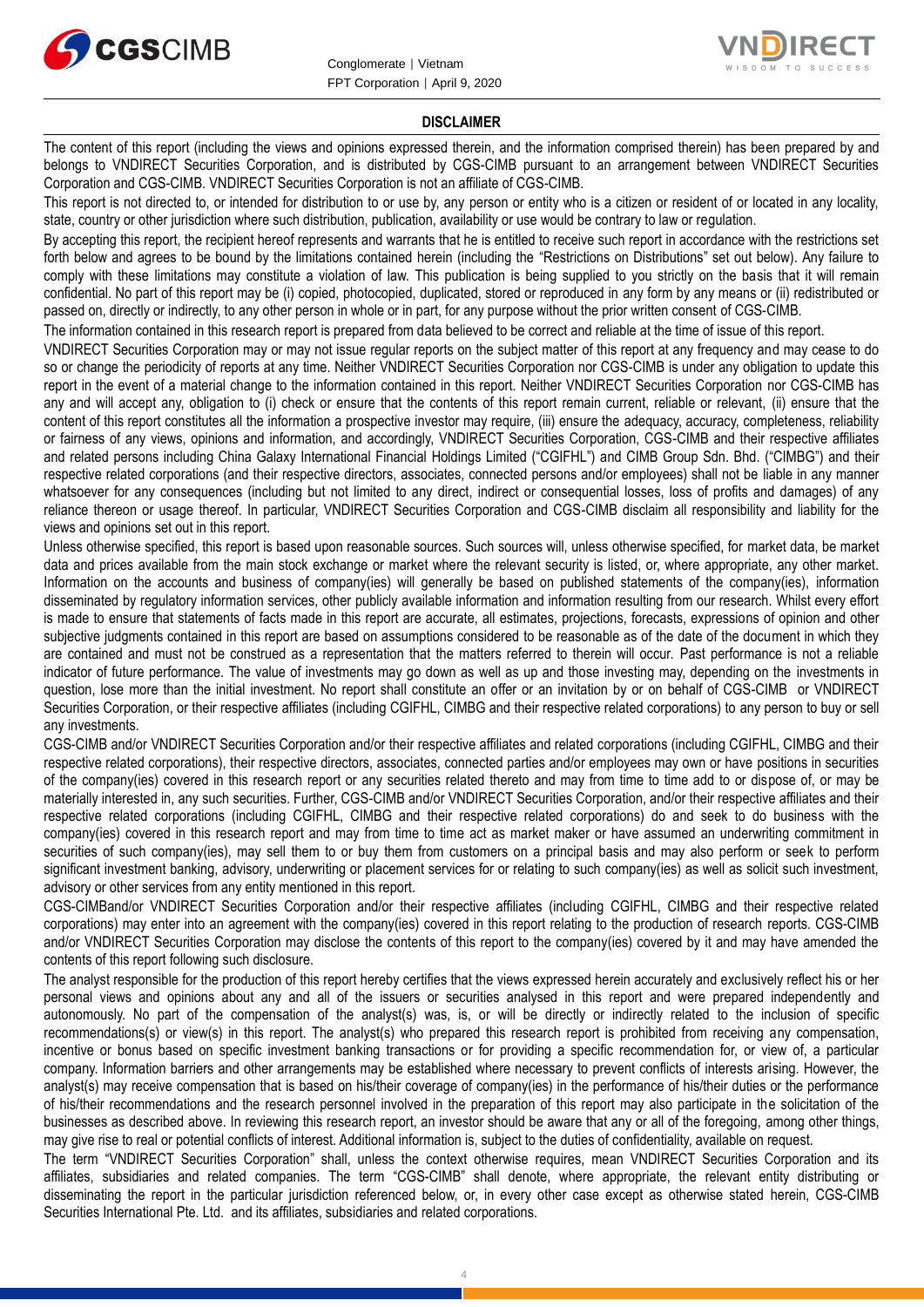### DISCLAIMER

The content of this report (including the views and opinions expressed therein, and the information comprised therein) has been prepared by and belongs to VNDIRECT Securities Corporation, and is distributed by CGS-CIMB pursuant to an arrangement between VNDIRECT Securities Corporation and CGS-CIMB. VNDIRECT Securities Corporation is not an affiliate of CGS-CIMB.

This report is not directed to, or intended for distribution to or use by, any person or entity who is a citizen or resident of or located in any locality, state, country or other jurisdiction where such distribution, publication, availability or use would be contrary to law or regulation.

By accepting this report, the recipient hereof represents and warrants that he is entitled to receive such report in accordance with the restrictions set forth below and agrees to be bound by the limitations contained herein (including the "Restrictions on Distributions" set out below). Any failure to comply with these limitations may constitute a violation of law. This publication is being supplied to you strictly on the basis that it will remain confidential. No part of this report may be (i) copied, photocopied, duplicated, stored or reproduced in any form by any means or (ii) redistributed or passed on, directly or indirectly, to any other person in whole or in part, for any purpose without the prior written consent of CGS-CIMB.

The information contained in this research report is prepared from data believed to be correct and reliable at the time of issue of this report.

VNDIRECT Securities Corporation may or may not issue regular reports on the subject matter of this report at any frequency and may cease to do so or change the periodicity of reports at any time. Neither VNDIRECT Securities Corporation nor CGS-CIMB is under any obligation to update this report in the event of a material change to the information contained in this report. Neither VNDIRECT Securities Corporation nor CGS-CIMB has any and will accept any, obligation to (i) check or ensure that the contents of this report remain current, reliable or relevant, (ii) ensure that the content of this report constitutes all the information a prospective investor may require, (iii) ensure the adequacy, accuracy, completeness, reliability or fairness of any views, opinions and information, and accordingly, VNDIRECT Securities Corporation, CGS-CIMB and their respective affiliates and related persons including China Galaxy International Financial Holdings Limited ("CGIFHL") and CIMB Group Sdn. Bhd. ("CIMBG") and their respective related corporations (and their respective directors, associates, connected persons and/or employees) shall not be liable in any manner whatsoever for any consequences (including but not limited to any direct, indirect or consequential losses, loss of profits and damages) of any reliance thereon or usage thereof. In particular, VNDIRECT Securities Corporation and CGS-CIMB disclaim all responsibility and liability for the views and opinions set out in this report.

Unless otherwise specified, this report is based upon reasonable sources. Such sources will, unless otherwise specified, for market data, be market data and prices available from the main stock exchange or market where the relevant security is listed, or, where appropriate, any other market. Information on the accounts and business of company(ies) will generally be based on published statements of the company(ies), information disseminated by regulatory information services, other publicly available information and information resulting from our research. Whilst every effort is made to ensure that statements of facts made in this report are accurate, all estimates, projections, forecasts, expressions of opinion and other subjective judgments contained in this report are based on assumptions considered to be reasonable as of the date of the document in which they are contained and must not be construed as a representation that the matters referred to therein will occur. Past performance is not a reliable indicator of future performance. The value of investments may go down as well as up and those investing may, depending on the investments in question, lose more than the initial investment. No report shall constitute an offer or an invitation by or on behalf of CGS-CIMB or VNDIRECT Securities Corporation, or their respective affiliates (including CGIFHL, CIMBG and their respective related corporations) to any person to buy or sell any investments.

CGS-CIMB and/or VNDIRECT Securities Corporation and/or their respective affiliates and related corporations (including CGIFHL, CIMBG and their respective related corporations), their respective directors, associates, connected parties and/or employees may own or have positions in securities of the company(ies) covered in this research report or any securities related thereto and may from time to time add to or dispose of, or may be materially interested in, any such securities. Further, CGS-CIMB and/or VNDIRECT Securities Corporation, and/or their respective affiliates and their respective related corporations (including CGIFHL, CIMBG and their respective related corporations) do and seek to do business with the company(ies) covered in this research report and may from time to time act as market maker or have assumed an underwriting commitment in securities of such company(ies), may sell them to or buy them from customers on a principal basis and may also perform or seek to perform significant investment banking, advisory, underwriting or placement services for or relating to such company(ies) as well as solicit such investment, advisory or other services from any entity mentioned in this report.

CGS-CIMBand/or VNDIRECT Securities Corporation and/or their respective affiliates (including CGIFHL, CIMBG and their respective related corporations) may enter into an agreement with the company(ies) covered in this report relating to the production of research reports. CGS-CIMB and/or VNDIRECT Securities Corporation may disclose the contents of this report to the company(ies) covered by it and may have amended the contents of this report following such disclosure.

The analyst responsible for the production of this report hereby certifies that the views expressed herein accurately and exclusively reflect his or her personal views and opinions about any and all of the issuers or securities analysed in this report and were prepared independently and autonomously. No part of the compensation of the analyst(s) was, is, or will be directly or indirectly related to the inclusion of specific recommendations(s) or view(s) in this report. The analyst(s) who prepared this research report is prohibited from receiving any compensation, incentive or bonus based on specific investment banking transactions or for providing a specific recommendation for, or view of, a particular company. Information barriers and other arrangements may be established where necessary to prevent conflicts of interests arising. However, the analyst(s) may receive compensation that is based on his/their coverage of company(ies) in the performance of his/their duties or the performance of his/their recommendations and the research personnel involved in the preparation of this report may also participate in the solicitation of the businesses as described above. In reviewing this research report, an investor should be aware that any or all of the foregoing, among other things, may give rise to real or potential conflicts of interest. Additional information is, subject to the duties of confidentiality, available on request.

The term "VNDIRECT Securities Corporation" shall, unless the context otherwise requires, mean VNDIRECT Securities Corporation and its affiliates, subsidiaries and related companies. The term "CGS-CIMB" shall denote, where appropriate, the relevant entity distributing or disseminating the report in the particular jurisdiction referenced below, or, in every other case except as otherwise stated herein, CGS-CIMB Securities International Pte. Ltd. and its affiliates, subsidiaries and related corporations.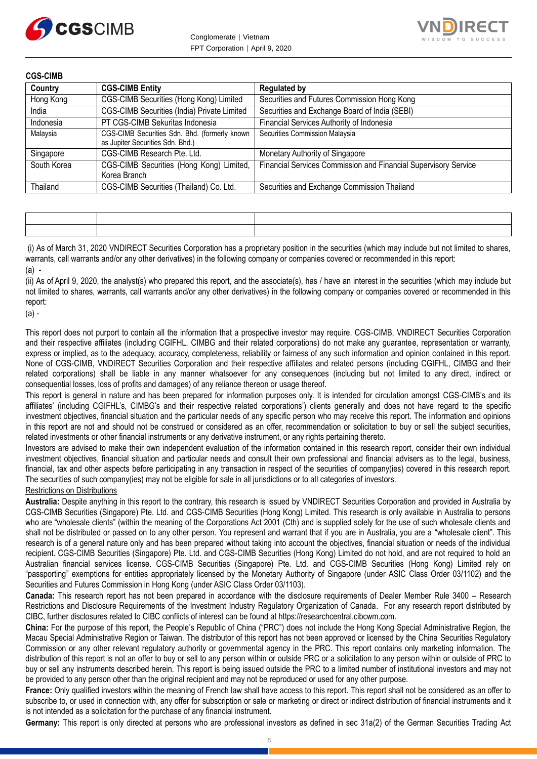**CGS-CIMB**

| Country | CGS-CIMB Entity | Regulated by |
|---|---|---|
| Hong Kong | CGS-CIMB Securities (Hong Kong) Limited | Securities and Futures Commission Hong Kong |
| India | CGS-CIMB Securities (India) Private Limited | Securities and Exchange Board of India (SEBI) |
| Indonesia | PT CGS-CIMB Sekuritas Indonesia | Financial Services Authority of Indonesia |
| Malaysia | CGS-CIMB Securities Sdn. Bhd. (formerly known as Jupiter Securities Sdn. Bhd.) | Securities Commission Malaysia |
| Singapore | CGS-CIMB Research Pte. Ltd. | Monetary Authority of Singapore |
| South Korea | CGS-CIMB Securities (Hong Kong) Limited, Korea Branch | Financial Services Commission and Financial Supervisory Service |
| Thailand | CGS-CIMB Securities (Thailand) Co. Ltd. | Securities and Exchange Commission Thailand |

| | | |
|---|---|---|
| | | |
| | | |

(i) As of March 31, 2020 VNDIRECT Securities Corporation has a proprietary position in the securities (which may include but not limited to shares, warrants, call warrants and/or any other derivatives) in the following company or companies covered or recommended in this report:

(a) -

(ii) As of April 9, 2020, the analyst(s) who prepared this report, and the associate(s), has / have an interest in the securities (which may include but not limited to shares, warrants, call warrants and/or any other derivatives) in the following company or companies covered or recommended in this report:

(a) -

This report does not purport to contain all the information that a prospective investor may require. CGS-CIMB, VNDIRECT Securities Corporation and their respective affiliates (including CGIFHL, CIMBG and their related corporations) do not make any guarantee, representation or warranty, express or implied, as to the adequacy, accuracy, completeness, reliability or fairness of any such information and opinion contained in this report. None of CGS-CIMB, VNDIRECT Securities Corporation and their respective affiliates and related persons (including CGIFHL, CIMBG and their related corporations) shall be liable in any manner whatsoever for any consequences (including but not limited to any direct, indirect or consequential losses, loss of profits and damages) of any reliance thereon or usage thereof.

This report is general in nature and has been prepared for information purposes only. It is intended for circulation amongst CGS-CIMB's and its affiliates' (including CGIFHL's, CIMBG's and their respective related corporations') clients generally and does not have regard to the specific investment objectives, financial situation and the particular needs of any specific person who may receive this report. The information and opinions in this report are not and should not be construed or considered as an offer, recommendation or solicitation to buy or sell the subject securities, related investments or other financial instruments or any derivative instrument, or any rights pertaining thereto.

Investors are advised to make their own independent evaluation of the information contained in this research report, consider their own individual investment objectives, financial situation and particular needs and consult their own professional and financial advisers as to the legal, business, financial, tax and other aspects before participating in any transaction in respect of the securities of company(ies) covered in this research report. The securities of such company(ies) may not be eligible for sale in all jurisdictions or to all categories of investors.

Restrictions on Distributions

**Australia:** Despite anything in this report to the contrary, this research is issued by VNDIRECT Securities Corporation and provided in Australia by CGS-CIMB Securities (Singapore) Pte. Ltd. and CGS-CIMB Securities (Hong Kong) Limited. This research is only available in Australia to persons who are "wholesale clients" (within the meaning of the Corporations Act 2001 (Cth) and is supplied solely for the use of such wholesale clients and shall not be distributed or passed on to any other person. You represent and warrant that if you are in Australia, you are a "wholesale client". This research is of a general nature only and has been prepared without taking into account the objectives, financial situation or needs of the individual recipient. CGS-CIMB Securities (Singapore) Pte. Ltd. and CGS-CIMB Securities (Hong Kong) Limited do not hold, and are not required to hold an Australian financial services license. CGS-CIMB Securities (Singapore) Pte. Ltd. and CGS-CIMB Securities (Hong Kong) Limited rely on "passporting" exemptions for entities appropriately licensed by the Monetary Authority of Singapore (under ASIC Class Order 03/1102) and the Securities and Futures Commission in Hong Kong (under ASIC Class Order 03/1103).

**Canada:** This research report has not been prepared in accordance with the disclosure requirements of Dealer Member Rule 3400 – Research Restrictions and Disclosure Requirements of the Investment Industry Regulatory Organization of Canada. For any research report distributed by CIBC, further disclosures related to CIBC conflicts of interest can be found at https://researchcentral.cibcwm.com.

**China:** For the purpose of this report, the People's Republic of China ("PRC") does not include the Hong Kong Special Administrative Region, the Macau Special Administrative Region or Taiwan. The distributor of this report has not been approved or licensed by the China Securities Regulatory Commission or any other relevant regulatory authority or governmental agency in the PRC. This report contains only marketing information. The distribution of this report is not an offer to buy or sell to any person within or outside PRC or a solicitation to any person within or outside of PRC to buy or sell any instruments described herein. This report is being issued outside the PRC to a limited number of institutional investors and may not be provided to any person other than the original recipient and may not be reproduced or used for any other purpose.

**France:** Only qualified investors within the meaning of French law shall have access to this report. This report shall not be considered as an offer to subscribe to, or used in connection with, any offer for subscription or sale or marketing or direct or indirect distribution of financial instruments and it is not intended as a solicitation for the purchase of any financial instrument.

**Germany:** This report is only directed at persons who are professional investors as defined in sec 31a(2) of the German Securities Trading Act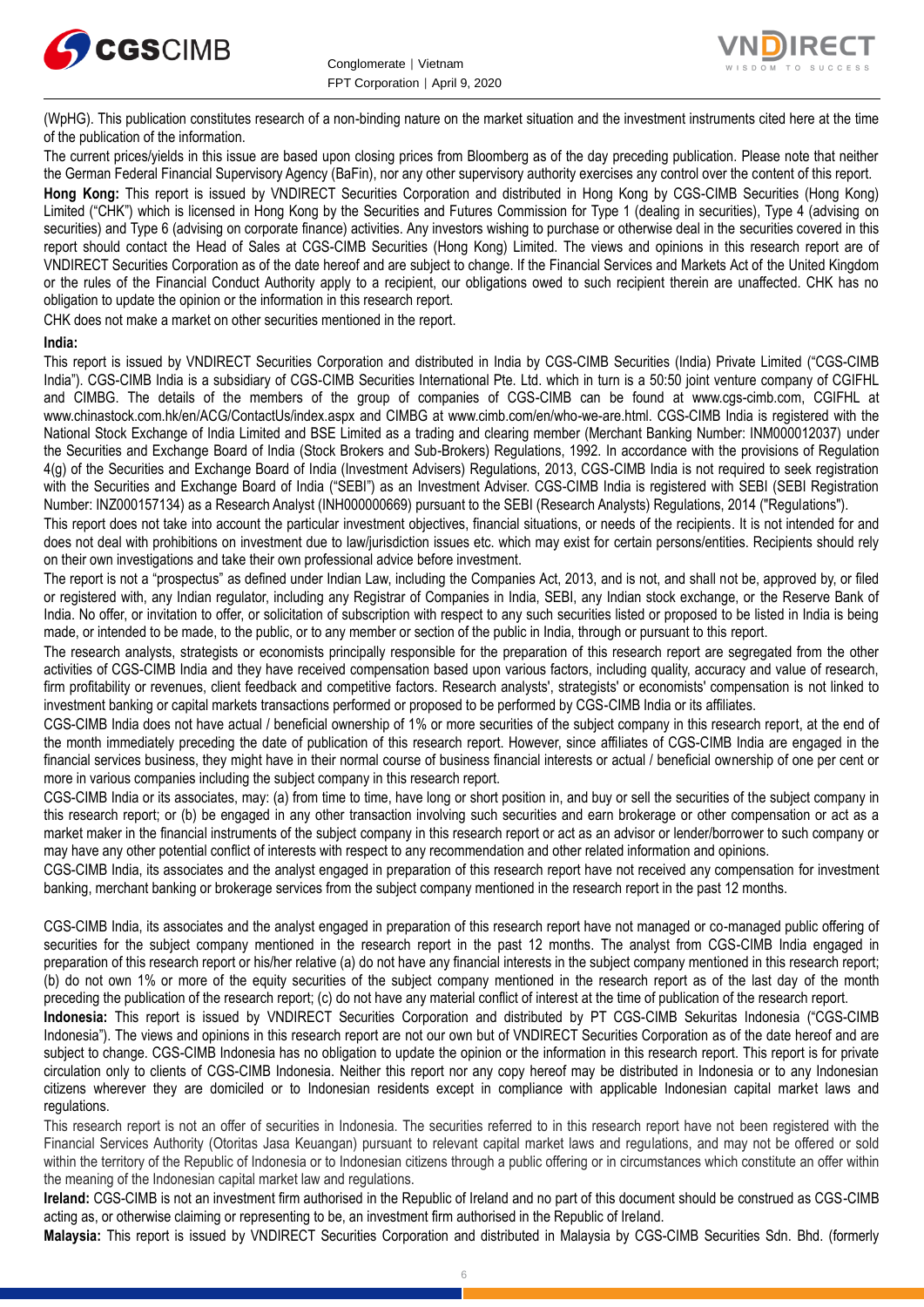(WpHG). This publication constitutes research of a non-binding nature on the market situation and the investment instruments cited here at the time of the publication of the information.

The current prices/yields in this issue are based upon closing prices from Bloomberg as of the day preceding publication. Please note that neither the German Federal Financial Supervisory Agency (BaFin), nor any other supervisory authority exercises any control over the content of this report.

**Hong Kong:** This report is issued by VNDIRECT Securities Corporation and distributed in Hong Kong by CGS-CIMB Securities (Hong Kong) Limited ("CHK") which is licensed in Hong Kong by the Securities and Futures Commission for Type 1 (dealing in securities), Type 4 (advising on securities) and Type 6 (advising on corporate finance) activities. Any investors wishing to purchase or otherwise deal in the securities covered in this report should contact the Head of Sales at CGS-CIMB Securities (Hong Kong) Limited. The views and opinions in this research report are of VNDIRECT Securities Corporation as of the date hereof and are subject to change. If the Financial Services and Markets Act of the United Kingdom or the rules of the Financial Conduct Authority apply to a recipient, our obligations owed to such recipient therein are unaffected. CHK has no obligation to update the opinion or the information in this research report.

CHK does not make a market on other securities mentioned in the report.

**India:**

This report is issued by VNDIRECT Securities Corporation and distributed in India by CGS-CIMB Securities (India) Private Limited ("CGS-CIMB India"). CGS-CIMB India is a subsidiary of CGS-CIMB Securities International Pte. Ltd. which in turn is a 50:50 joint venture company of CGIFHL and CIMBG. The details of the members of the group of companies of CGS-CIMB can be found at www.cgs-cimb.com, CGIFHL at www.chinastock.com.hk/en/ACG/ContactUs/index.aspx and CIMBG at www.cimb.com/en/who-we-are.html. CGS-CIMB India is registered with the National Stock Exchange of India Limited and BSE Limited as a trading and clearing member (Merchant Banking Number: INM000012037) under the Securities and Exchange Board of India (Stock Brokers and Sub-Brokers) Regulations, 1992. In accordance with the provisions of Regulation 4(g) of the Securities and Exchange Board of India (Investment Advisers) Regulations, 2013, CGS-CIMB India is not required to seek registration with the Securities and Exchange Board of India ("SEBI") as an Investment Adviser. CGS-CIMB India is registered with SEBI (SEBI Registration Number: INZ000157134) as a Research Analyst (INH000000669) pursuant to the SEBI (Research Analysts) Regulations, 2014 ("Regulations").

This report does not take into account the particular investment objectives, financial situations, or needs of the recipients. It is not intended for and does not deal with prohibitions on investment due to law/jurisdiction issues etc. which may exist for certain persons/entities. Recipients should rely on their own investigations and take their own professional advice before investment.

The report is not a "prospectus" as defined under Indian Law, including the Companies Act, 2013, and is not, and shall not be, approved by, or filed or registered with, any Indian regulator, including any Registrar of Companies in India, SEBI, any Indian stock exchange, or the Reserve Bank of India. No offer, or invitation to offer, or solicitation of subscription with respect to any such securities listed or proposed to be listed in India is being made, or intended to be made, to the public, or to any member or section of the public in India, through or pursuant to this report.

The research analysts, strategists or economists principally responsible for the preparation of this research report are segregated from the other activities of CGS-CIMB India and they have received compensation based upon various factors, including quality, accuracy and value of research, firm profitability or revenues, client feedback and competitive factors. Research analysts', strategists' or economists' compensation is not linked to investment banking or capital markets transactions performed or proposed to be performed by CGS-CIMB India or its affiliates.

CGS-CIMB India does not have actual / beneficial ownership of 1% or more securities of the subject company in this research report, at the end of the month immediately preceding the date of publication of this research report. However, since affiliates of CGS-CIMB India are engaged in the financial services business, they might have in their normal course of business financial interests or actual / beneficial ownership of one per cent or more in various companies including the subject company in this research report.

CGS-CIMB India or its associates, may: (a) from time to time, have long or short position in, and buy or sell the securities of the subject company in this research report; or (b) be engaged in any other transaction involving such securities and earn brokerage or other compensation or act as a market maker in the financial instruments of the subject company in this research report or act as an advisor or lender/borrower to such company or may have any other potential conflict of interests with respect to any recommendation and other related information and opinions.

CGS-CIMB India, its associates and the analyst engaged in preparation of this research report have not received any compensation for investment banking, merchant banking or brokerage services from the subject company mentioned in the research report in the past 12 months.

CGS-CIMB India, its associates and the analyst engaged in preparation of this research report have not managed or co-managed public offering of securities for the subject company mentioned in the research report in the past 12 months. The analyst from CGS-CIMB India engaged in preparation of this research report or his/her relative (a) do not have any financial interests in the subject company mentioned in this research report; (b) do not own 1% or more of the equity securities of the subject company mentioned in the research report as of the last day of the month preceding the publication of the research report; (c) do not have any material conflict of interest at the time of publication of the research report.

**Indonesia:** This report is issued by VNDIRECT Securities Corporation and distributed by PT CGS-CIMB Sekuritas Indonesia ("CGS-CIMB Indonesia"). The views and opinions in this research report are not our own but of VNDIRECT Securities Corporation as of the date hereof and are subject to change. CGS-CIMB Indonesia has no obligation to update the opinion or the information in this research report. This report is for private circulation only to clients of CGS-CIMB Indonesia. Neither this report nor any copy hereof may be distributed in Indonesia or to any Indonesian citizens wherever they are domiciled or to Indonesian residents except in compliance with applicable Indonesian capital market laws and regulations.

This research report is not an offer of securities in Indonesia. The securities referred to in this research report have not been registered with the Financial Services Authority (Otoritas Jasa Keuangan) pursuant to relevant capital market laws and regulations, and may not be offered or sold within the territory of the Republic of Indonesia or to Indonesian citizens through a public offering or in circumstances which constitute an offer within the meaning of the Indonesian capital market law and regulations.

**Ireland:** CGS-CIMB is not an investment firm authorised in the Republic of Ireland and no part of this document should be construed as CGS-CIMB acting as, or otherwise claiming or representing to be, an investment firm authorised in the Republic of Ireland.

**Malaysia:** This report is issued by VNDIRECT Securities Corporation and distributed in Malaysia by CGS-CIMB Securities Sdn. Bhd. (formerly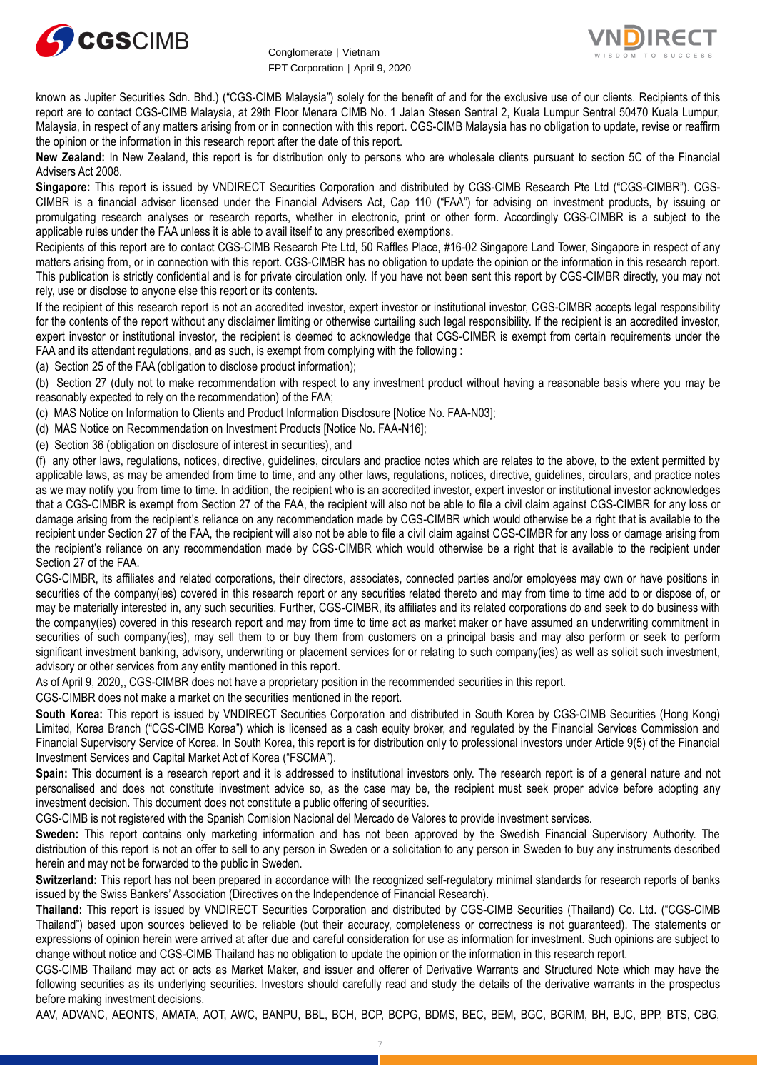known as Jupiter Securities Sdn. Bhd.) ("CGS-CIMB Malaysia") solely for the benefit of and for the exclusive use of our clients. Recipients of this report are to contact CGS-CIMB Malaysia, at 29th Floor Menara CIMB No. 1 Jalan Stesen Sentral 2, Kuala Lumpur Sentral 50470 Kuala Lumpur, Malaysia, in respect of any matters arising from or in connection with this report. CGS-CIMB Malaysia has no obligation to update, revise or reaffirm the opinion or the information in this research report after the date of this report.

**New Zealand:** In New Zealand, this report is for distribution only to persons who are wholesale clients pursuant to section 5C of the Financial Advisers Act 2008.

**Singapore:** This report is issued by VNDIRECT Securities Corporation and distributed by CGS-CIMB Research Pte Ltd ("CGS-CIMBR"). CGS-CIMBR is a financial adviser licensed under the Financial Advisers Act, Cap 110 ("FAA") for advising on investment products, by issuing or promulgating research analyses or research reports, whether in electronic, print or other form. Accordingly CGS-CIMBR is a subject to the applicable rules under the FAA unless it is able to avail itself to any prescribed exemptions.

Recipients of this report are to contact CGS-CIMB Research Pte Ltd, 50 Raffles Place, #16-02 Singapore Land Tower, Singapore in respect of any matters arising from, or in connection with this report. CGS-CIMBR has no obligation to update the opinion or the information in this research report. This publication is strictly confidential and is for private circulation only. If you have not been sent this report by CGS-CIMBR directly, you may not rely, use or disclose to anyone else this report or its contents.

If the recipient of this research report is not an accredited investor, expert investor or institutional investor, CGS-CIMBR accepts legal responsibility for the contents of the report without any disclaimer limiting or otherwise curtailing such legal responsibility. If the recipient is an accredited investor, expert investor or institutional investor, the recipient is deemed to acknowledge that CGS-CIMBR is exempt from certain requirements under the FAA and its attendant regulations, and as such, is exempt from complying with the following :

(a) Section 25 of the FAA (obligation to disclose product information);

(b) Section 27 (duty not to make recommendation with respect to any investment product without having a reasonable basis where you may be reasonably expected to rely on the recommendation) of the FAA;

(c) MAS Notice on Information to Clients and Product Information Disclosure [Notice No. FAA-N03];

(d) MAS Notice on Recommendation on Investment Products [Notice No. FAA-N16];

(e) Section 36 (obligation on disclosure of interest in securities), and

(f) any other laws, regulations, notices, directive, guidelines, circulars and practice notes which are relates to the above, to the extent permitted by applicable laws, as may be amended from time to time, and any other laws, regulations, notices, directive, guidelines, circulars, and practice notes as we may notify you from time to time. In addition, the recipient who is an accredited investor, expert investor or institutional investor acknowledges that a CGS-CIMBR is exempt from Section 27 of the FAA, the recipient will also not be able to file a civil claim against CGS-CIMBR for any loss or damage arising from the recipient's reliance on any recommendation made by CGS-CIMBR which would otherwise be a right that is available to the recipient under Section 27 of the FAA, the recipient will also not be able to file a civil claim against CGS-CIMBR for any loss or damage arising from the recipient's reliance on any recommendation made by CGS-CIMBR which would otherwise be a right that is available to the recipient under Section 27 of the FAA.

CGS-CIMBR, its affiliates and related corporations, their directors, associates, connected parties and/or employees may own or have positions in securities of the company(ies) covered in this research report or any securities related thereto and may from time to time add to or dispose of, or may be materially interested in, any such securities. Further, CGS-CIMBR, its affiliates and its related corporations do and seek to do business with the company(ies) covered in this research report and may from time to time act as market maker or have assumed an underwriting commitment in securities of such company(ies), may sell them to or buy them from customers on a principal basis and may also perform or seek to perform significant investment banking, advisory, underwriting or placement services for or relating to such company(ies) as well as solicit such investment, advisory or other services from any entity mentioned in this report.

As of April 9, 2020,, CGS-CIMBR does not have a proprietary position in the recommended securities in this report.

CGS-CIMBR does not make a market on the securities mentioned in the report.

**South Korea:** This report is issued by VNDIRECT Securities Corporation and distributed in South Korea by CGS-CIMB Securities (Hong Kong) Limited, Korea Branch ("CGS-CIMB Korea") which is licensed as a cash equity broker, and regulated by the Financial Services Commission and Financial Supervisory Service of Korea. In South Korea, this report is for distribution only to professional investors under Article 9(5) of the Financial Investment Services and Capital Market Act of Korea ("FSCMA").

**Spain:** This document is a research report and it is addressed to institutional investors only. The research report is of a general nature and not personalised and does not constitute investment advice so, as the case may be, the recipient must seek proper advice before adopting any investment decision. This document does not constitute a public offering of securities.

CGS-CIMB is not registered with the Spanish Comision Nacional del Mercado de Valores to provide investment services.

**Sweden:** This report contains only marketing information and has not been approved by the Swedish Financial Supervisory Authority. The distribution of this report is not an offer to sell to any person in Sweden or a solicitation to any person in Sweden to buy any instruments described herein and may not be forwarded to the public in Sweden.

**Switzerland:** This report has not been prepared in accordance with the recognized self-regulatory minimal standards for research reports of banks issued by the Swiss Bankers' Association (Directives on the Independence of Financial Research).

**Thailand:** This report is issued by VNDIRECT Securities Corporation and distributed by CGS-CIMB Securities (Thailand) Co. Ltd. ("CGS-CIMB Thailand") based upon sources believed to be reliable (but their accuracy, completeness or correctness is not guaranteed). The statements or expressions of opinion herein were arrived at after due and careful consideration for use as information for investment. Such opinions are subject to change without notice and CGS-CIMB Thailand has no obligation to update the opinion or the information in this research report.

CGS-CIMB Thailand may act or acts as Market Maker, and issuer and offerer of Derivative Warrants and Structured Note which may have the following securities as its underlying securities. Investors should carefully read and study the details of the derivative warrants in the prospectus before making investment decisions.

AAV, ADVANC, AEONTS, AMATA, AOT, AWC, BANPU, BBL, BCH, BCP, BCPG, BDMS, BEC, BEM, BGC, BGRIM, BH, BJC, BPP, BTS, CBG,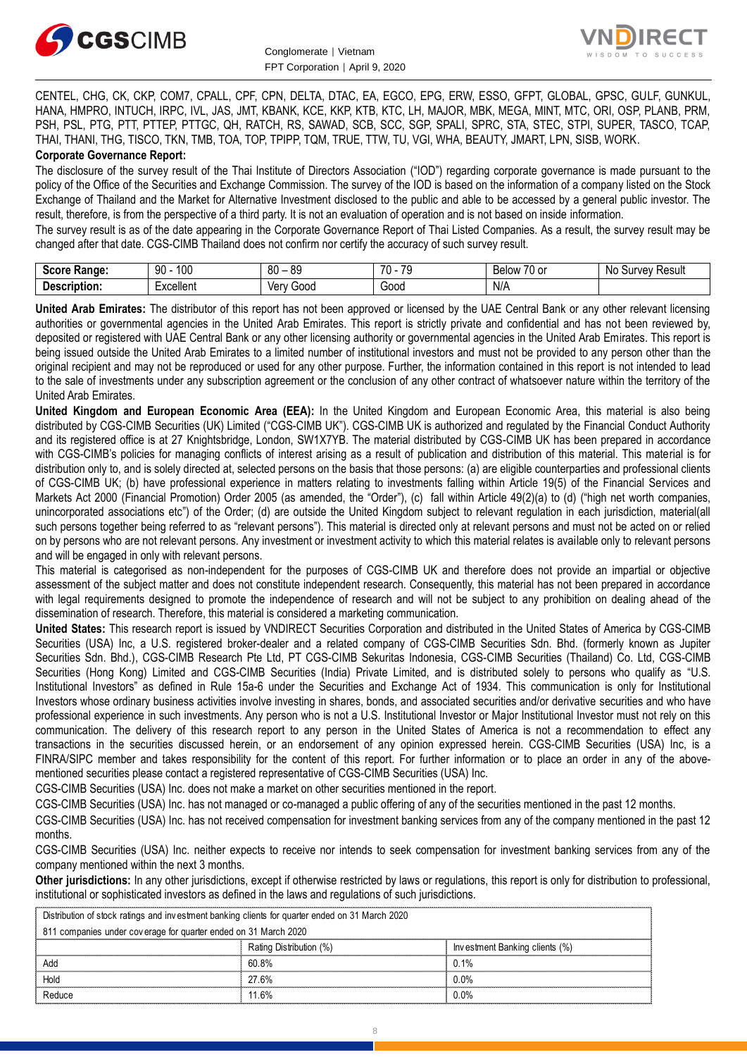CENTEL, CHG, CK, CKP, COM7, CPALL, CPF, CPN, DELTA, DTAC, EA, EGCO, EPG, ERW, ESSO, GFPT, GLOBAL, GPSC, GULF, GUNKUL, HANA, HMPRO, INTUCH, IRPC, IVL, JAS, JMT, KBANK, KCE, KKP, KTB, KTC, LH, MAJOR, MBK, MEGA, MINT, MTC, ORI, OSP, PLANB, PRM, PSH, PSL, PTG, PTT, PTTEP, PTTGC, QH, RATCH, RS, SAWAD, SCB, SCC, SGP, SPALI, SPRC, STA, STEC, STPI, SUPER, TASCO, TCAP, THAI, THANI, THG, TISCO, TKN, TMB, TOA, TOP, TPIPP, TQM, TRUE, TTW, TU, VGI, WHA, BEAUTY, JMART, LPN, SISB, WORK.

**Corporate Governance Report:**

The disclosure of the survey result of the Thai Institute of Directors Association ("IOD") regarding corporate governance is made pursuant to the policy of the Office of the Securities and Exchange Commission. The survey of the IOD is based on the information of a company listed on the Stock Exchange of Thailand and the Market for Alternative Investment disclosed to the public and able to be accessed by a general public investor. The result, therefore, is from the perspective of a third party. It is not an evaluation of operation and is not based on inside information.

The survey result is as of the date appearing in the Corporate Governance Report of Thai Listed Companies. As a result, the survey result may be changed after that date. CGS-CIMB Thailand does not confirm nor certify the accuracy of such survey result.

| **Score Range:** | 90 - 100 | 80 – 89 | 70 - 79 | Below 70 or | No Survey Result |
|---|---|---|---|---|---|
| **Description:** | Excellent | Very Good | Good | N/A | |

**United Arab Emirates:** The distributor of this report has not been approved or licensed by the UAE Central Bank or any other relevant licensing authorities or governmental agencies in the United Arab Emirates. This report is strictly private and confidential and has not been reviewed by, deposited or registered with UAE Central Bank or any other licensing authority or governmental agencies in the United Arab Emirates. This report is being issued outside the United Arab Emirates to a limited number of institutional investors and must not be provided to any person other than the original recipient and may not be reproduced or used for any other purpose. Further, the information contained in this report is not intended to lead to the sale of investments under any subscription agreement or the conclusion of any other contract of whatsoever nature within the territory of the United Arab Emirates.

**United Kingdom and European Economic Area (EEA):** In the United Kingdom and European Economic Area, this material is also being distributed by CGS-CIMB Securities (UK) Limited ("CGS-CIMB UK"). CGS-CIMB UK is authorized and regulated by the Financial Conduct Authority and its registered office is at 27 Knightsbridge, London, SW1X7YB. The material distributed by CGS-CIMB UK has been prepared in accordance with CGS-CIMB's policies for managing conflicts of interest arising as a result of publication and distribution of this material. This material is for distribution only to, and is solely directed at, selected persons on the basis that those persons: (a) are eligible counterparties and professional clients of CGS-CIMB UK; (b) have professional experience in matters relating to investments falling within Article 19(5) of the Financial Services and Markets Act 2000 (Financial Promotion) Order 2005 (as amended, the "Order"), (c) fall within Article 49(2)(a) to (d) ("high net worth companies, unincorporated associations etc") of the Order; (d) are outside the United Kingdom subject to relevant regulation in each jurisdiction, material(all such persons together being referred to as "relevant persons"). This material is directed only at relevant persons and must not be acted on or relied on by persons who are not relevant persons. Any investment or investment activity to which this material relates is available only to relevant persons and will be engaged in only with relevant persons.

This material is categorised as non-independent for the purposes of CGS-CIMB UK and therefore does not provide an impartial or objective assessment of the subject matter and does not constitute independent research. Consequently, this material has not been prepared in accordance with legal requirements designed to promote the independence of research and will not be subject to any prohibition on dealing ahead of the dissemination of research. Therefore, this material is considered a marketing communication.

**United States:** This research report is issued by VNDIRECT Securities Corporation and distributed in the United States of America by CGS-CIMB Securities (USA) Inc, a U.S. registered broker-dealer and a related company of CGS-CIMB Securities Sdn. Bhd. (formerly known as Jupiter Securities Sdn. Bhd.), CGS-CIMB Research Pte Ltd, PT CGS-CIMB Sekuritas Indonesia, CGS-CIMB Securities (Thailand) Co. Ltd, CGS-CIMB Securities (Hong Kong) Limited and CGS-CIMB Securities (India) Private Limited, and is distributed solely to persons who qualify as "U.S. Institutional Investors" as defined in Rule 15a-6 under the Securities and Exchange Act of 1934. This communication is only for Institutional Investors whose ordinary business activities involve investing in shares, bonds, and associated securities and/or derivative securities and who have professional experience in such investments. Any person who is not a U.S. Institutional Investor or Major Institutional Investor must not rely on this communication. The delivery of this research report to any person in the United States of America is not a recommendation to effect any transactions in the securities discussed herein, or an endorsement of any opinion expressed herein. CGS-CIMB Securities (USA) Inc, is a FINRA/SIPC member and takes responsibility for the content of this report. For further information or to place an order in any of the above-mentioned securities please contact a registered representative of CGS-CIMB Securities (USA) Inc.

CGS-CIMB Securities (USA) Inc. does not make a market on other securities mentioned in the report.

CGS-CIMB Securities (USA) Inc. has not managed or co-managed a public offering of any of the securities mentioned in the past 12 months.

CGS-CIMB Securities (USA) Inc. has not received compensation for investment banking services from any of the company mentioned in the past 12 months.

CGS-CIMB Securities (USA) Inc. neither expects to receive nor intends to seek compensation for investment banking services from any of the company mentioned within the next 3 months.

**Other jurisdictions:** In any other jurisdictions, except if otherwise restricted by laws or regulations, this report is only for distribution to professional, institutional or sophisticated investors as defined in the laws and regulations of such jurisdictions.

| Distribution of stock ratings and investment banking clients for quarter ended on 31 March 2020 | | |
|---|---|---|
| 811 companies under coverage for quarter ended on 31 March 2020 | | |
| | Rating Distribution (%) | Investment Banking clients (%) |
| Add | 60.8% | 0.1% |
| Hold | 27.6% | 0.0% |
| Reduce | 11.6% | 0.0% |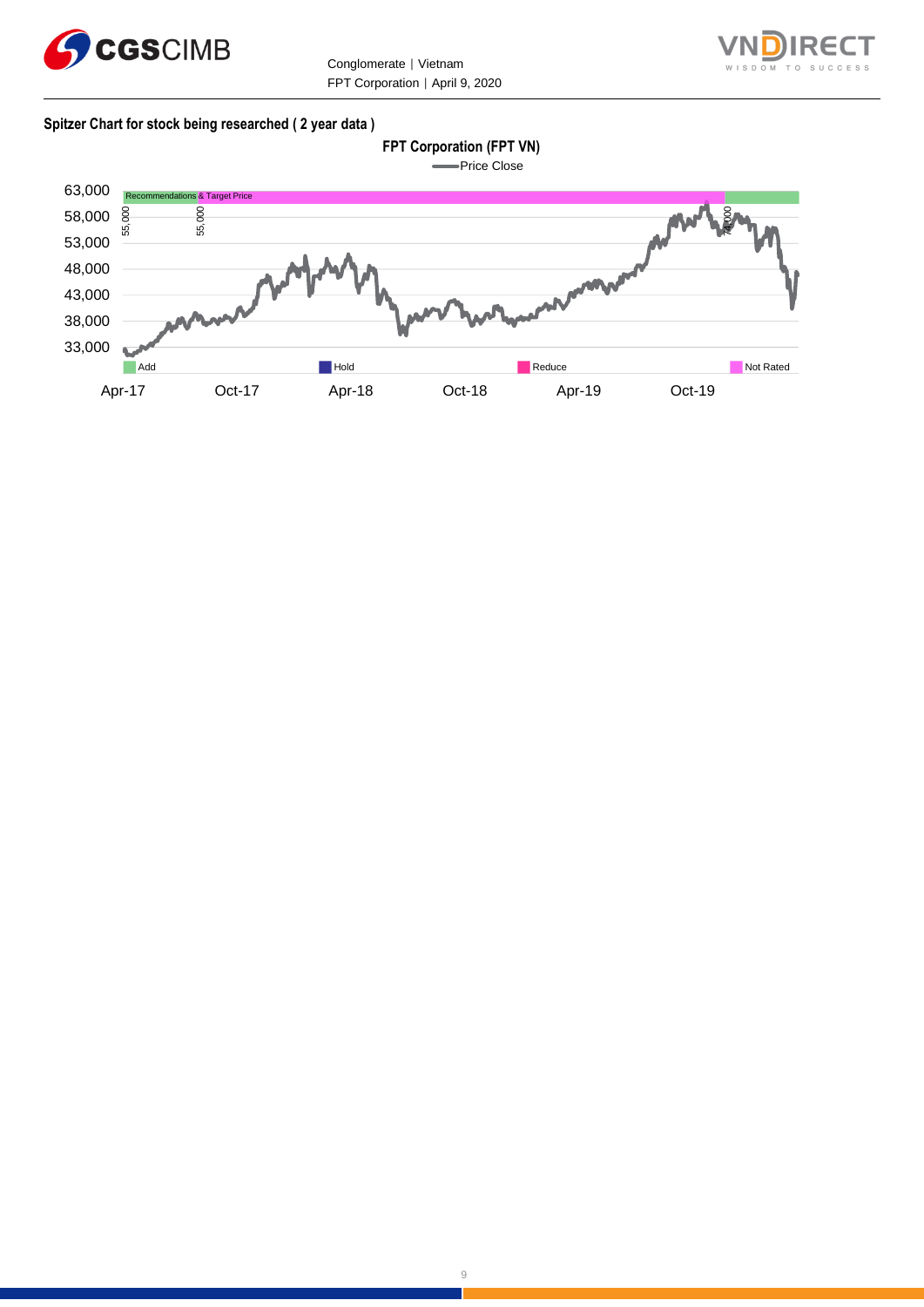**Spitzer Chart for stock being researched ( 2 year data )**

**FPT Corporation (FPT VN)**

Price Close

63,000
58,000
53,000
48,000
43,000
38,000
33,000

Recommendations & Target Price

55,000 55,000 74,000

Add Hold Reduce Not Rated

Apr-17 Oct-17 Apr-18 Oct-18 Apr-19 Oct-19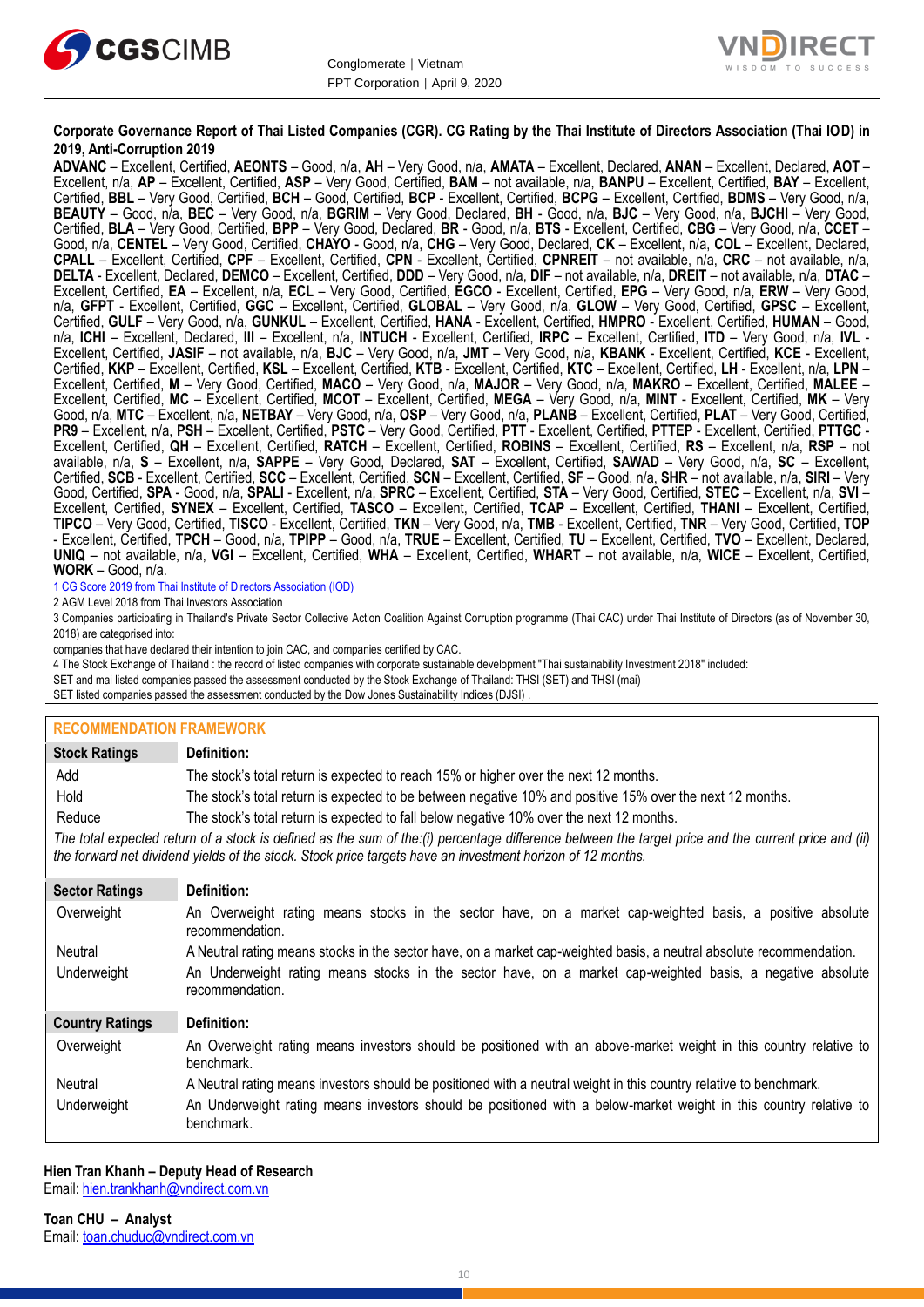**Corporate Governance Report of Thai Listed Companies (CGR). CG Rating by the Thai Institute of Directors Association (Thai IOD) in 2019, Anti-Corruption 2019**

**ADVANC** – Excellent, Certified, **AEONTS** – Good, n/a, **AH** – Very Good, n/a, **AMATA** – Excellent, Declared, **ANAN** – Excellent, Declared, **AOT** – Excellent, n/a, **AP** – Excellent, Certified, **ASP** – Very Good, Certified, **BAM** – not available, n/a, **BANPU** – Excellent, Certified, **BAY** – Excellent, Certified, **BBL** – Very Good, Certified, **BCH** – Good, Certified, **BCP** - Excellent, Certified, **BCPG** – Excellent, Certified, **BDMS** – Very Good, n/a, **BEAUTY** – Good, n/a, **BEC** – Very Good, n/a, **BGRIM** – Very Good, Declared, **BH** - Good, n/a, **BJC** – Very Good, n/a, **BJCHI** – Very Good, Certified, **BLA** – Very Good, Certified, **BPP** – Very Good, Declared, **BR** - Good, n/a, **BTS** - Excellent, Certified, **CBG** – Very Good, n/a, **CCET** – Good, n/a, **CENTEL** – Very Good, Certified, **CHAYO** - Good, n/a, **CHG** – Very Good, Declared, **CK** – Excellent, n/a, **COL** – Excellent, Declared, **CPALL** – Excellent, Certified, **CPF** – Excellent, Certified, **CPN** - Excellent, Certified, **CPNREIT** – not available, n/a, **CRC** – not available, n/a, **DELTA** - Excellent, Declared, **DEMCO** – Excellent, Certified, **DDD** – Very Good, n/a, **DIF** – not available, n/a, **DREIT** – not available, n/a, **DTAC** – Excellent, Certified, **EA** – Excellent, n/a, **ECL** – Very Good, Certified, **EGCO** - Excellent, Certified, **EPG** – Very Good, n/a, **ERW** – Very Good, n/a, **GFPT** - Excellent, Certified, **GGC** – Excellent, Certified, **GLOBAL** – Very Good, n/a, **GLOW** – Very Good, Certified, **GPSC** – Excellent, Certified, **GULF** – Very Good, n/a, **GUNKUL** – Excellent, Certified, **HANA** - Excellent, Certified, **HMPRO** - Excellent, Certified, **HUMAN** – Good, n/a, **ICHI** – Excellent, Declared, **III** – Excellent, n/a, **INTUCH** - Excellent, Certified, **IRPC** – Excellent, Certified, **ITD** – Very Good, n/a, **IVL** - Excellent, Certified, **JASIF** – not available, n/a, **BJC** – Very Good, n/a, **JMT** – Very Good, n/a, **KBANK** - Excellent, Certified, **KCE** - Excellent, Certified, **KKP** – Excellent, Certified, **KSL** – Excellent, Certified, **KTB** - Excellent, Certified, **KTC** – Excellent, Certified, **LH** - Excellent, n/a, **LPN** – Excellent, Certified, **M** – Very Good, Certified, **MACO** – Very Good, n/a, **MAJOR** – Very Good, n/a, **MAKRO** – Excellent, Certified, **MALEE** – Excellent, Certified, **MC** – Excellent, Certified, **MCOT** – Excellent, Certified, **MEGA** – Very Good, n/a, **MINT** - Excellent, Certified, **MK** – Very Good, n/a, **MTC** – Excellent, n/a, **NETBAY** – Very Good, n/a, **OSP** – Very Good, n/a, **PLANB** – Excellent, Certified, **PLAT** – Very Good, Certified, **PR9** – Excellent, n/a, **PSH** – Excellent, Certified, **PSTC** – Very Good, Certified, **PTT** - Excellent, Certified, **PTTEP** - Excellent, Certified, **PTTGC** - Excellent, Certified, **QH** – Excellent, Certified, **RATCH** – Excellent, Certified, **ROBINS** – Excellent, Certified, **RS** – Excellent, n/a, **RSP** – not available, n/a, **S** – Excellent, n/a, **SAPPE** – Very Good, Declared, **SAT** – Excellent, Certified, **SAWAD** – Very Good, n/a, **SC** – Excellent, Certified, **SCB** - Excellent, Certified, **SCC** – Excellent, Certified, **SCN** – Excellent, Certified, **SF** – Good, n/a, **SHR** – not available, n/a, **SIRI** – Very Good, Certified, **SPA** - Good, n/a, **SPALI** - Excellent, n/a, **SPRC** – Excellent, Certified, **STA** – Very Good, Certified, **STEC** – Excellent, n/a, **SVI** – Excellent, Certified, **SYNEX** – Excellent, Certified, **TASCO** – Excellent, Certified, **TCAP** – Excellent, Certified, **THANI** – Excellent, Certified, **TIPCO** – Very Good, Certified, **TISCO** - Excellent, Certified, **TKN** – Very Good, n/a, **TMB** - Excellent, Certified, **TNR** – Very Good, Certified, **TOP** - Excellent, Certified, **TPCH** – Good, n/a, **TPIPP** – Good, n/a, **TRUE** – Excellent, Certified, **TU** – Excellent, Certified, **TVO** – Excellent, Declared, **UNIQ** – not available, n/a, **VGI** – Excellent, Certified, **WHA** – Excellent, Certified, **WHART** – not available, n/a, **WICE** – Excellent, Certified, **WORK** – Good, n/a.

1 CG Score 2019 from Thai Institute of Directors Association (IOD)

2 AGM Level 2018 from Thai Investors Association

3 Companies participating in Thailand's Private Sector Collective Action Coalition Against Corruption programme (Thai CAC) under Thai Institute of Directors (as of November 30, 2018) are categorised into:

companies that have declared their intention to join CAC, and companies certified by CAC.

4 The Stock Exchange of Thailand : the record of listed companies with corporate sustainable development "Thai sustainability Investment 2018" included:

SET and mai listed companies passed the assessment conducted by the Stock Exchange of Thailand: THSI (SET) and THSI (mai)

SET listed companies passed the assessment conducted by the Dow Jones Sustainability Indices (DJSI) .

## RECOMMENDATION FRAMEWORK

| Stock Ratings | Definition: |
|---|---|
| Add | The stock's total return is expected to reach 15% or higher over the next 12 months. |
| Hold | The stock's total return is expected to be between negative 10% and positive 15% over the next 12 months. |
| Reduce | The stock's total return is expected to fall below negative 10% over the next 12 months. |

*The total expected return of a stock is defined as the sum of the:(i) percentage difference between the target price and the current price and (ii) the forward net dividend yields of the stock. Stock price targets have an investment horizon of 12 months.*

| Sector Ratings | Definition: |
|---|---|
| Overweight | An Overweight rating means stocks in the sector have, on a market cap-weighted basis, a positive absolute recommendation. |
| Neutral | A Neutral rating means stocks in the sector have, on a market cap-weighted basis, a neutral absolute recommendation. |
| Underweight | An Underweight rating means stocks in the sector have, on a market cap-weighted basis, a negative absolute recommendation. |

| Country Ratings | Definition: |
|---|---|
| Overweight | An Overweight rating means investors should be positioned with an above-market weight in this country relative to benchmark. |
| Neutral | A Neutral rating means investors should be positioned with a neutral weight in this country relative to benchmark. |
| Underweight | An Underweight rating means investors should be positioned with a below-market weight in this country relative to benchmark. |

**Hien Tran Khanh – Deputy Head of Research**
Email: hien.trankhanh@vndirect.com.vn

**Toan CHU – Analyst**
Email: toan.chuduc@vndirect.com.vn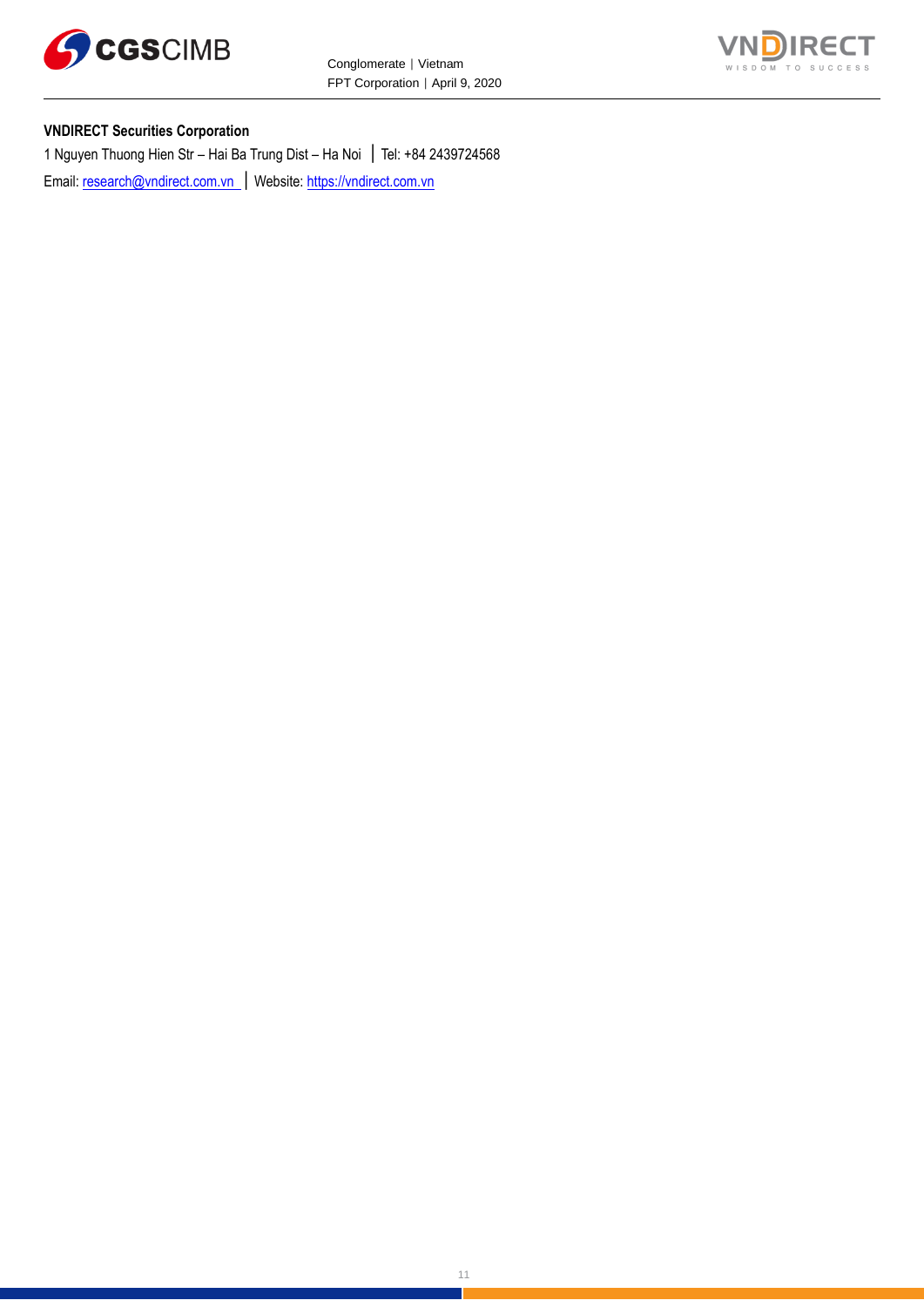**VNDIRECT Securities Corporation**

1 Nguyen Thuong Hien Str – Hai Ba Trung Dist – Ha Noi | Tel: +84 2439724568

Email: research@vndirect.com.vn | Website: https://vndirect.com.vn